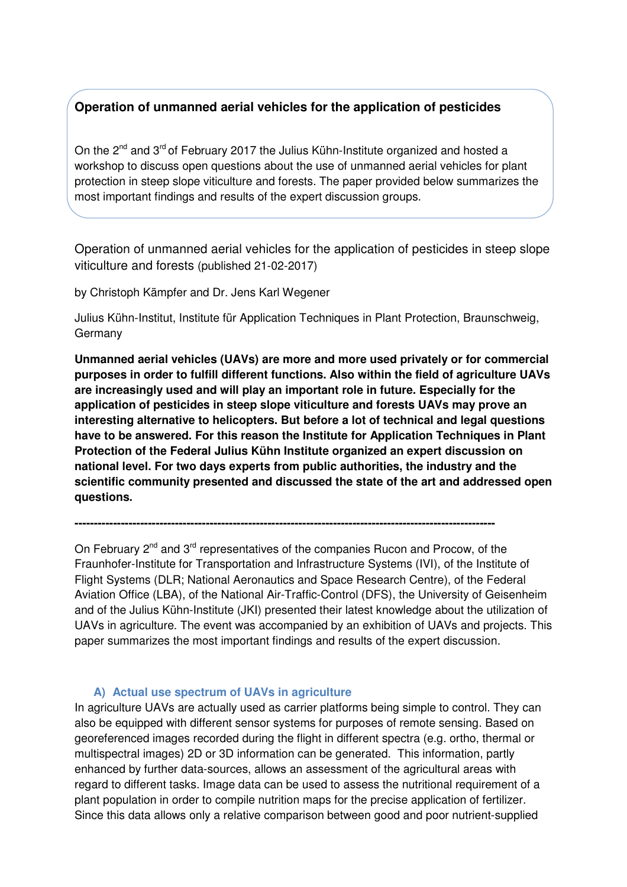**Operation of unmanned aerial vehicles for the application of pesticides**

On the 2nd and 3rd of February 2017 the Julius Kühn-Institute organized and hosted a workshop to discuss open questions about the use of unmanned aerial vehicles for plant protection in steep slope viticulture and forests. The paper provided below summarizes the most important findings and results of the expert discussion groups.

Operation of unmanned aerial vehicles for the application of pesticides in steep slope viticulture and forests (published 21-02-2017)

by Christoph Kämpfer and Dr. Jens Karl Wegener

Julius Kühn-Institut, Institute für Application Techniques in Plant Protection, Braunschweig, Germany

**Unmanned aerial vehicles (UAVs) are more and more used privately or for commercial purposes in order to fulfill different functions. Also within the field of agriculture UAVs are increasingly used and will play an important role in future. Especially for the application of pesticides in steep slope viticulture and forests UAVs may prove an interesting alternative to helicopters. But before a lot of technical and legal questions have to be answered. For this reason the Institute for Application Techniques in Plant Protection of the Federal Julius Kühn Institute organized an expert discussion on national level. For two days experts from public authorities, the industry and the scientific community presented and discussed the state of the art and addressed open questions.**

------------------------------------------------------------------------------------------------------------

On February 2nd and 3rd representatives of the companies Rucon and Procow, of the Fraunhofer-Institute for Transportation and Infrastructure Systems (IVI), of the Institute of Flight Systems (DLR; National Aeronautics and Space Research Centre), of the Federal Aviation Office (LBA), of the National Air-Traffic-Control (DFS), the University of Geisenheim and of the Julius Kühn-Institute (JKI) presented their latest knowledge about the utilization of UAVs in agriculture. The event was accompanied by an exhibition of UAVs and projects. This paper summarizes the most important findings and results of the expert discussion.

## A) Actual use spectrum of UAVs in agriculture

In agriculture UAVs are actually used as carrier platforms being simple to control. They can also be equipped with different sensor systems for purposes of remote sensing. Based on georeferenced images recorded during the flight in different spectra (e.g. ortho, thermal or multispectral images) 2D or 3D information can be generated. This information, partly enhanced by further data-sources, allows an assessment of the agricultural areas with regard to different tasks. Image data can be used to assess the nutritional requirement of a plant population in order to compile nutrition maps for the precise application of fertilizer. Since this data allows only a relative comparison between good and poor nutrient-supplied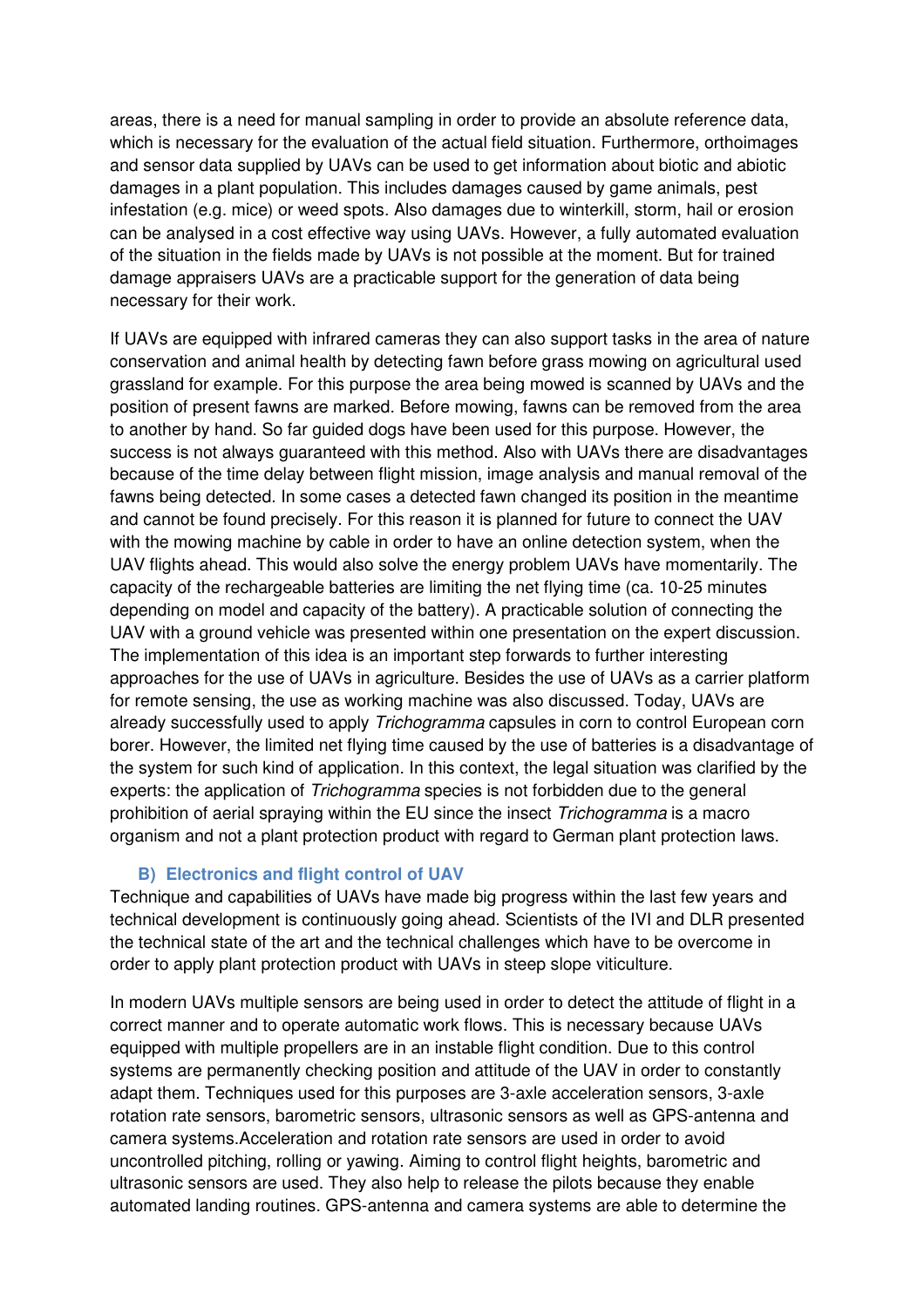areas, there is a need for manual sampling in order to provide an absolute reference data, which is necessary for the evaluation of the actual field situation. Furthermore, orthoimages and sensor data supplied by UAVs can be used to get information about biotic and abiotic damages in a plant population. This includes damages caused by game animals, pest infestation (e.g. mice) or weed spots. Also damages due to winterkill, storm, hail or erosion can be analysed in a cost effective way using UAVs. However, a fully automated evaluation of the situation in the fields made by UAVs is not possible at the moment. But for trained damage appraisers UAVs are a practicable support for the generation of data being necessary for their work.

If UAVs are equipped with infrared cameras they can also support tasks in the area of nature conservation and animal health by detecting fawn before grass mowing on agricultural used grassland for example. For this purpose the area being mowed is scanned by UAVs and the position of present fawns are marked. Before mowing, fawns can be removed from the area to another by hand. So far guided dogs have been used for this purpose. However, the success is not always guaranteed with this method. Also with UAVs there are disadvantages because of the time delay between flight mission, image analysis and manual removal of the fawns being detected. In some cases a detected fawn changed its position in the meantime and cannot be found precisely. For this reason it is planned for future to connect the UAV with the mowing machine by cable in order to have an online detection system, when the UAV flights ahead. This would also solve the energy problem UAVs have momentarily. The capacity of the rechargeable batteries are limiting the net flying time (ca. 10-25 minutes depending on model and capacity of the battery). A practicable solution of connecting the UAV with a ground vehicle was presented within one presentation on the expert discussion. The implementation of this idea is an important step forwards to further interesting approaches for the use of UAVs in agriculture. Besides the use of UAVs as a carrier platform for remote sensing, the use as working machine was also discussed. Today, UAVs are already successfully used to apply *Trichogramma* capsules in corn to control European corn borer. However, the limited net flying time caused by the use of batteries is a disadvantage of the system for such kind of application. In this context, the legal situation was clarified by the experts: the application of *Trichogramma* species is not forbidden due to the general prohibition of aerial spraying within the EU since the insect *Trichogramma* is a macro organism and not a plant protection product with regard to German plant protection laws.

### B) Electronics and flight control of UAV

Technique and capabilities of UAVs have made big progress within the last few years and technical development is continuously going ahead. Scientists of the IVI and DLR presented the technical state of the art and the technical challenges which have to be overcome in order to apply plant protection product with UAVs in steep slope viticulture.

In modern UAVs multiple sensors are being used in order to detect the attitude of flight in a correct manner and to operate automatic work flows. This is necessary because UAVs equipped with multiple propellers are in an instable flight condition. Due to this control systems are permanently checking position and attitude of the UAV in order to constantly adapt them. Techniques used for this purposes are 3-axle acceleration sensors, 3-axle rotation rate sensors, barometric sensors, ultrasonic sensors as well as GPS-antenna and camera systems.Acceleration and rotation rate sensors are used in order to avoid uncontrolled pitching, rolling or yawing. Aiming to control flight heights, barometric and ultrasonic sensors are used. They also help to release the pilots because they enable automated landing routines. GPS-antenna and camera systems are able to determine the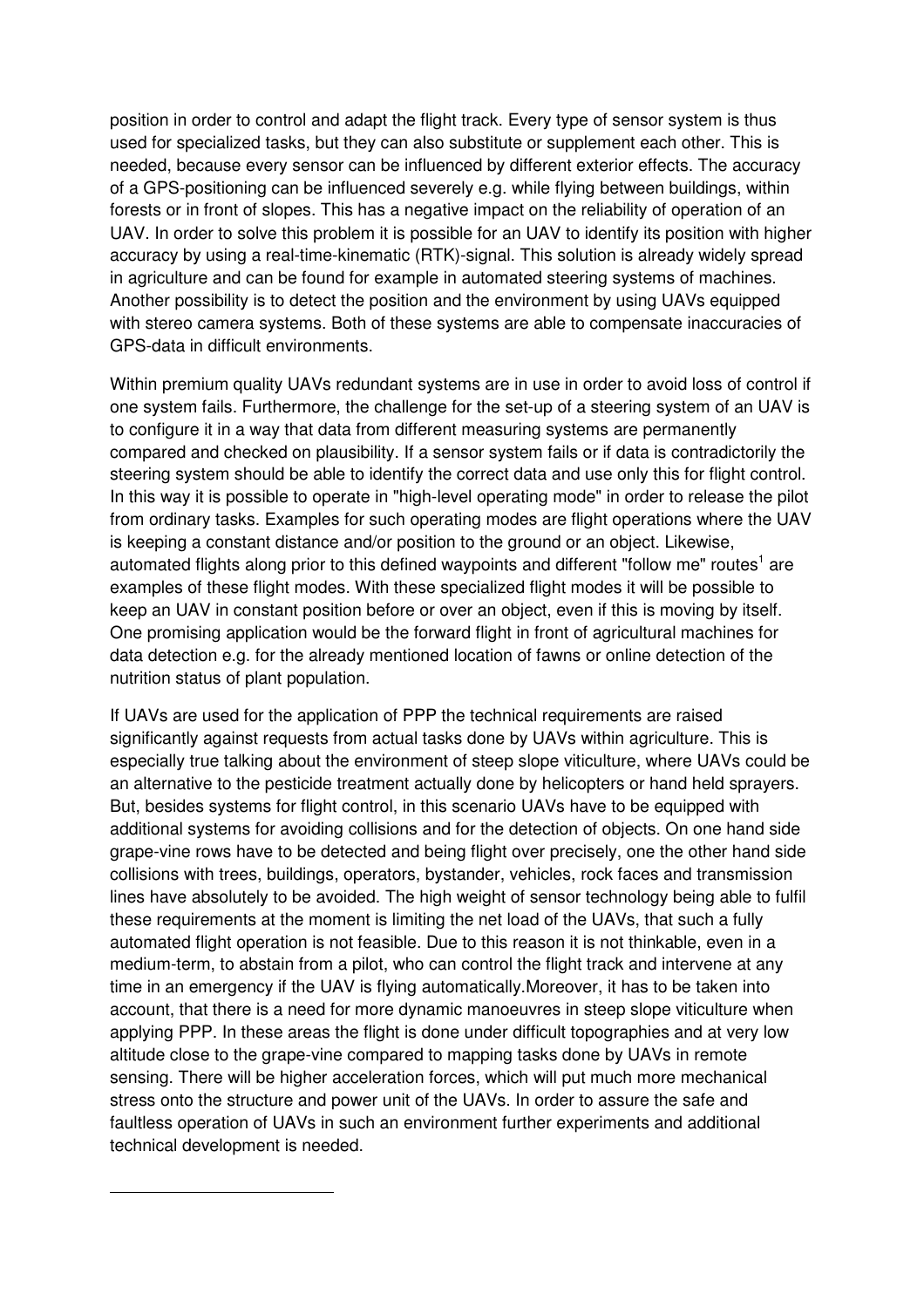position in order to control and adapt the flight track. Every type of sensor system is thus used for specialized tasks, but they can also substitute or supplement each other. This is needed, because every sensor can be influenced by different exterior effects. The accuracy of a GPS-positioning can be influenced severely e.g. while flying between buildings, within forests or in front of slopes. This has a negative impact on the reliability of operation of an UAV. In order to solve this problem it is possible for an UAV to identify its position with higher accuracy by using a real-time-kinematic (RTK)-signal. This solution is already widely spread in agriculture and can be found for example in automated steering systems of machines. Another possibility is to detect the position and the environment by using UAVs equipped with stereo camera systems. Both of these systems are able to compensate inaccuracies of GPS-data in difficult environments.

Within premium quality UAVs redundant systems are in use in order to avoid loss of control if one system fails. Furthermore, the challenge for the set-up of a steering system of an UAV is to configure it in a way that data from different measuring systems are permanently compared and checked on plausibility. If a sensor system fails or if data is contradictorily the steering system should be able to identify the correct data and use only this for flight control. In this way it is possible to operate in "high-level operating mode" in order to release the pilot from ordinary tasks. Examples for such operating modes are flight operations where the UAV is keeping a constant distance and/or position to the ground or an object. Likewise, automated flights along prior to this defined waypoints and different "follow me" routes[1] are examples of these flight modes. With these specialized flight modes it will be possible to keep an UAV in constant position before or over an object, even if this is moving by itself. One promising application would be the forward flight in front of agricultural machines for data detection e.g. for the already mentioned location of fawns or online detection of the nutrition status of plant population.

If UAVs are used for the application of PPP the technical requirements are raised significantly against requests from actual tasks done by UAVs within agriculture. This is especially true talking about the environment of steep slope viticulture, where UAVs could be an alternative to the pesticide treatment actually done by helicopters or hand held sprayers. But, besides systems for flight control, in this scenario UAVs have to be equipped with additional systems for avoiding collisions and for the detection of objects. On one hand side grape-vine rows have to be detected and being flight over precisely, one the other hand side collisions with trees, buildings, operators, bystander, vehicles, rock faces and transmission lines have absolutely to be avoided. The high weight of sensor technology being able to fulfil these requirements at the moment is limiting the net load of the UAVs, that such a fully automated flight operation is not feasible. Due to this reason it is not thinkable, even in a medium-term, to abstain from a pilot, who can control the flight track and intervene at any time in an emergency if the UAV is flying automatically.Moreover, it has to be taken into account, that there is a need for more dynamic manoeuvres in steep slope viticulture when applying PPP. In these areas the flight is done under difficult topographies and at very low altitude close to the grape-vine compared to mapping tasks done by UAVs in remote sensing. There will be higher acceleration forces, which will put much more mechanical stress onto the structure and power unit of the UAVs. In order to assure the safe and faultless operation of UAVs in such an environment further experiments and additional technical development is needed.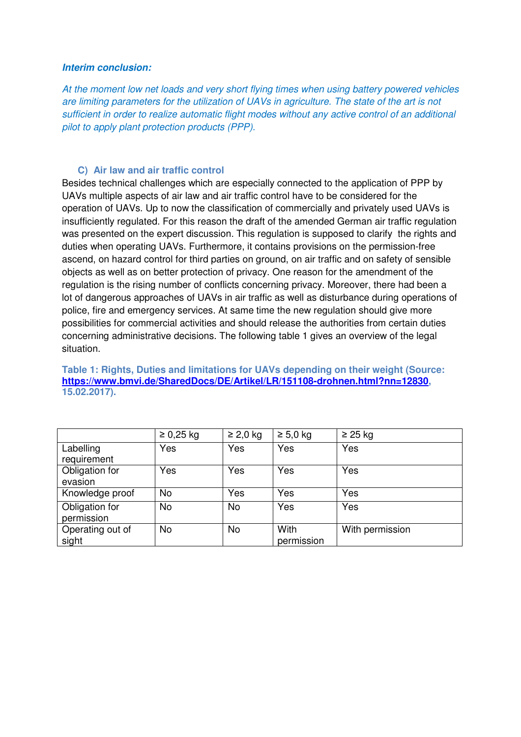***Interim conclusion:***

*At the moment low net loads and very short flying times when using battery powered vehicles are limiting parameters for the utilization of UAVs in agriculture. The state of the art is not sufficient in order to realize automatic flight modes without any active control of an additional pilot to apply plant protection products (PPP).*

## C) Air law and air traffic control

Besides technical challenges which are especially connected to the application of PPP by UAVs multiple aspects of air law and air traffic control have to be considered for the operation of UAVs. Up to now the classification of commercially and privately used UAVs is insufficiently regulated. For this reason the draft of the amended German air traffic regulation was presented on the expert discussion. This regulation is supposed to clarify the rights and duties when operating UAVs. Furthermore, it contains provisions on the permission-free ascend, on hazard control for third parties on ground, on air traffic and on safety of sensible objects as well as on better protection of privacy. One reason for the amendment of the regulation is the rising number of conflicts concerning privacy. Moreover, there had been a lot of dangerous approaches of UAVs in air traffic as well as disturbance during operations of police, fire and emergency services. At same time the new regulation should give more possibilities for commercial activities and should release the authorities from certain duties concerning administrative decisions. The following table 1 gives an overview of the legal situation.

**Table 1: Rights, Duties and limitations for UAVs depending on their weight (Source: [https://www.bmvi.de/SharedDocs/DE/Artikel/LR/151108-drohnen.html?nn=12830](https://www.bmvi.de/SharedDocs/DE/Artikel/LR/151108-drohnen.html?nn=12830), 15.02.2017).**

| | ≥ 0,25 kg | ≥ 2,0 kg | ≥ 5,0 kg | ≥ 25 kg |
|---|---|---|---|---|
| Labelling requirement | Yes | Yes | Yes | Yes |
| Obligation for evasion | Yes | Yes | Yes | Yes |
| Knowledge proof | No | Yes | Yes | Yes |
| Obligation for permission | No | No | Yes | Yes |
| Operating out of sight | No | No | With permission | With permission |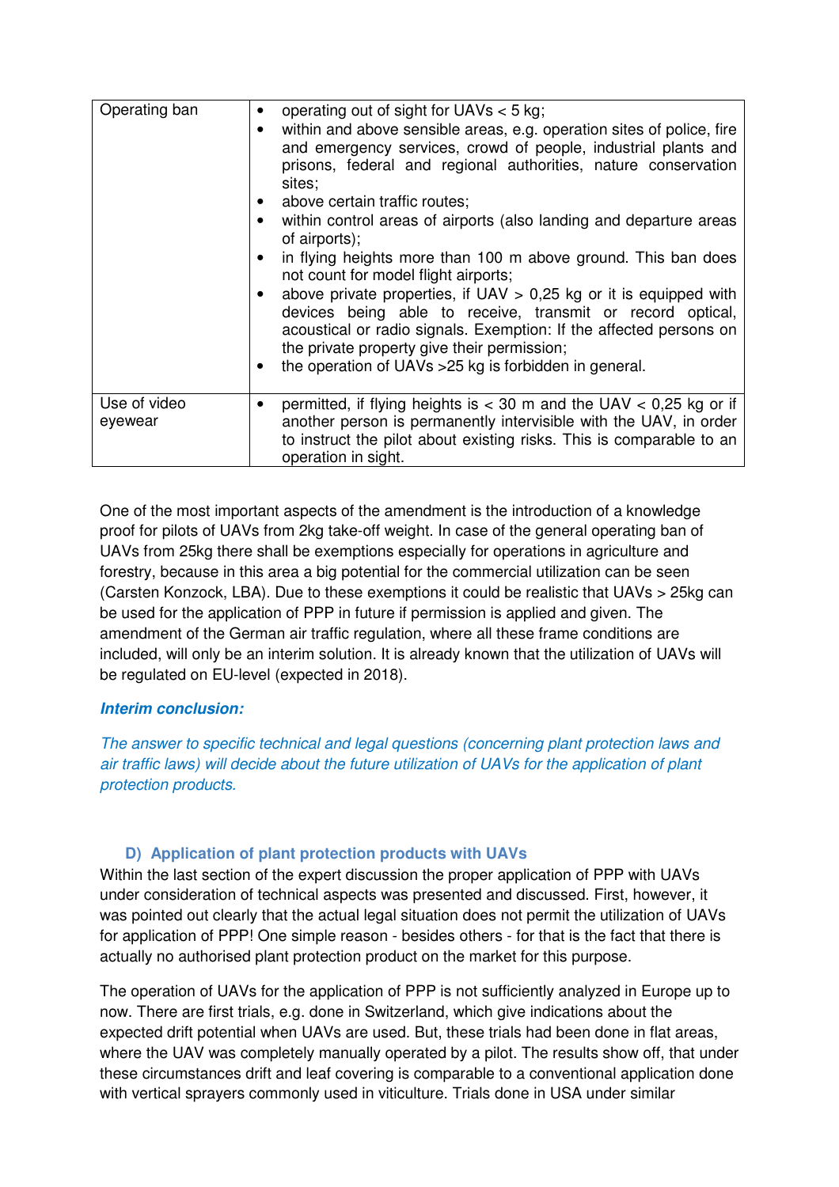| | |
|---|---|
| Operating ban | • operating out of sight for UAVs < 5 kg;<br>• within and above sensible areas, e.g. operation sites of police, fire and emergency services, crowd of people, industrial plants and prisons, federal and regional authorities, nature conservation sites;<br>• above certain traffic routes;<br>• within control areas of airports (also landing and departure areas of airports);<br>• in flying heights more than 100 m above ground. This ban does not count for model flight airports;<br>• above private properties, if UAV > 0,25 kg or it is equipped with devices being able to receive, transmit or record optical, acoustical or radio signals. Exemption: If the affected persons on the private property give their permission;<br>• the operation of UAVs >25 kg is forbidden in general. |
| Use of video eyewear | • permitted, if flying heights is < 30 m and the UAV < 0,25 kg or if another person is permanently intervisible with the UAV, in order to instruct the pilot about existing risks. This is comparable to an operation in sight. |

One of the most important aspects of the amendment is the introduction of a knowledge proof for pilots of UAVs from 2kg take-off weight. In case of the general operating ban of UAVs from 25kg there shall be exemptions especially for operations in agriculture and forestry, because in this area a big potential for the commercial utilization can be seen (Carsten Konzock, LBA). Due to these exemptions it could be realistic that UAVs > 25kg can be used for the application of PPP in future if permission is applied and given. The amendment of the German air traffic regulation, where all these frame conditions are included, will only be an interim solution. It is already known that the utilization of UAVs will be regulated on EU-level (expected in 2018).

***Interim conclusion:***

*The answer to specific technical and legal questions (concerning plant protection laws and air traffic laws) will decide about the future utilization of UAVs for the application of plant protection products.*

### D) Application of plant protection products with UAVs

Within the last section of the expert discussion the proper application of PPP with UAVs under consideration of technical aspects was presented and discussed. First, however, it was pointed out clearly that the actual legal situation does not permit the utilization of UAVs for application of PPP! One simple reason - besides others - for that is the fact that there is actually no authorised plant protection product on the market for this purpose.

The operation of UAVs for the application of PPP is not sufficiently analyzed in Europe up to now. There are first trials, e.g. done in Switzerland, which give indications about the expected drift potential when UAVs are used. But, these trials had been done in flat areas, where the UAV was completely manually operated by a pilot. The results show off, that under these circumstances drift and leaf covering is comparable to a conventional application done with vertical sprayers commonly used in viticulture. Trials done in USA under similar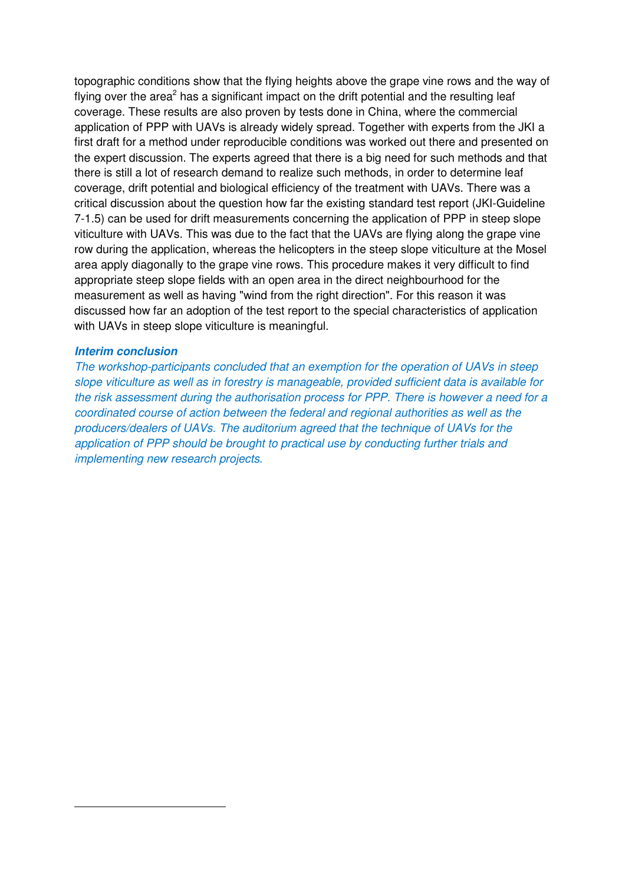topographic conditions show that the flying heights above the grape vine rows and the way of flying over the area[2] has a significant impact on the drift potential and the resulting leaf coverage. These results are also proven by tests done in China, where the commercial application of PPP with UAVs is already widely spread. Together with experts from the JKI a first draft for a method under reproducible conditions was worked out there and presented on the expert discussion. The experts agreed that there is a big need for such methods and that there is still a lot of research demand to realize such methods, in order to determine leaf coverage, drift potential and biological efficiency of the treatment with UAVs. There was a critical discussion about the question how far the existing standard test report (JKI-Guideline 7-1.5) can be used for drift measurements concerning the application of PPP in steep slope viticulture with UAVs. This was due to the fact that the UAVs are flying along the grape vine row during the application, whereas the helicopters in the steep slope viticulture at the Mosel area apply diagonally to the grape vine rows. This procedure makes it very difficult to find appropriate steep slope fields with an open area in the direct neighbourhood for the measurement as well as having "wind from the right direction". For this reason it was discussed how far an adoption of the test report to the special characteristics of application with UAVs in steep slope viticulture is meaningful.

***Interim conclusion***

*The workshop-participants concluded that an exemption for the operation of UAVs in steep slope viticulture as well as in forestry is manageable, provided sufficient data is available for the risk assessment during the authorisation process for PPP. There is however a need for a coordinated course of action between the federal and regional authorities as well as the producers/dealers of UAVs. The auditorium agreed that the technique of UAVs for the application of PPP should be brought to practical use by conducting further trials and implementing new research projects.*